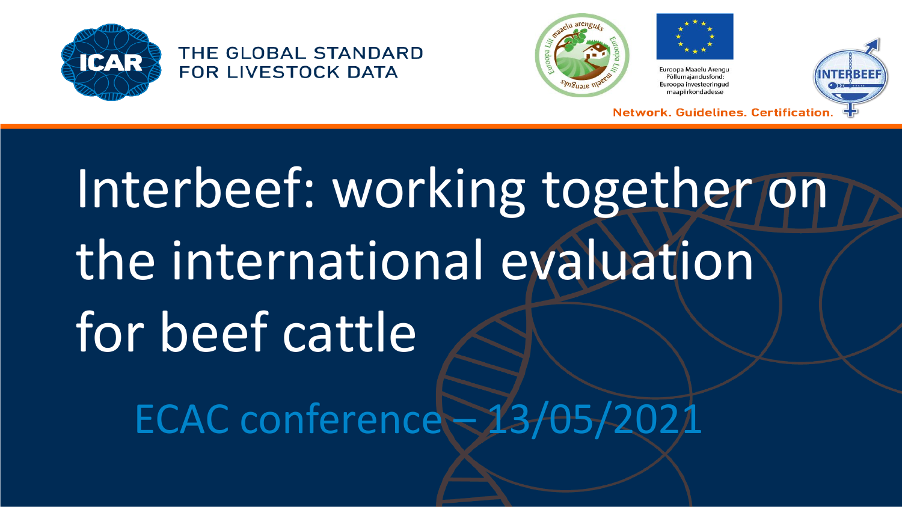ICAR

THE GLOBAL STANDARD FOR LIVESTOCK DATA

Euroopa Maaelu Arengu Põllumajandusfond: Euroopa investeeringud maapiirkondadesse

INTERBEEF

Network. Guidelines. Certification.

# Interbeef: working together on the international evaluation for beef cattle

ECAC conference – 13/05/2021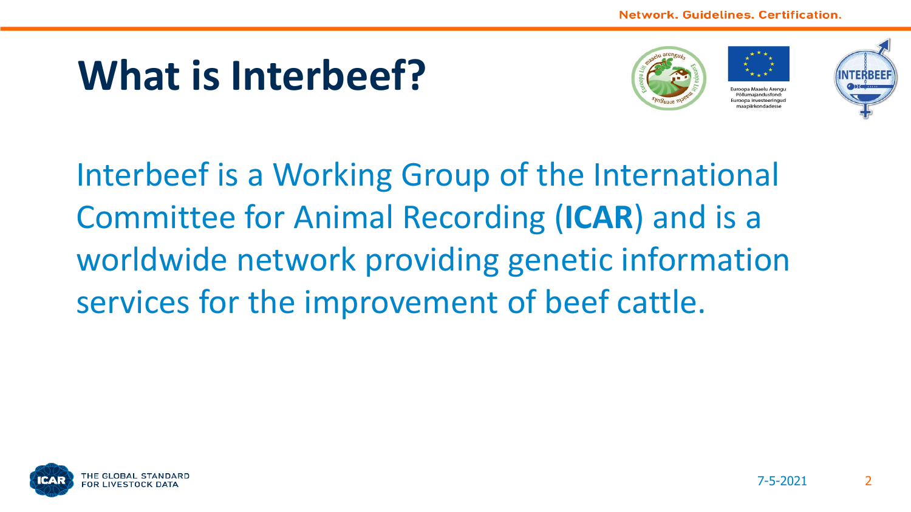# What is Interbeef?

Interbeef is a Working Group of the International Committee for Animal Recording (**ICAR**) and is a worldwide network providing genetic information services for the improvement of beef cattle.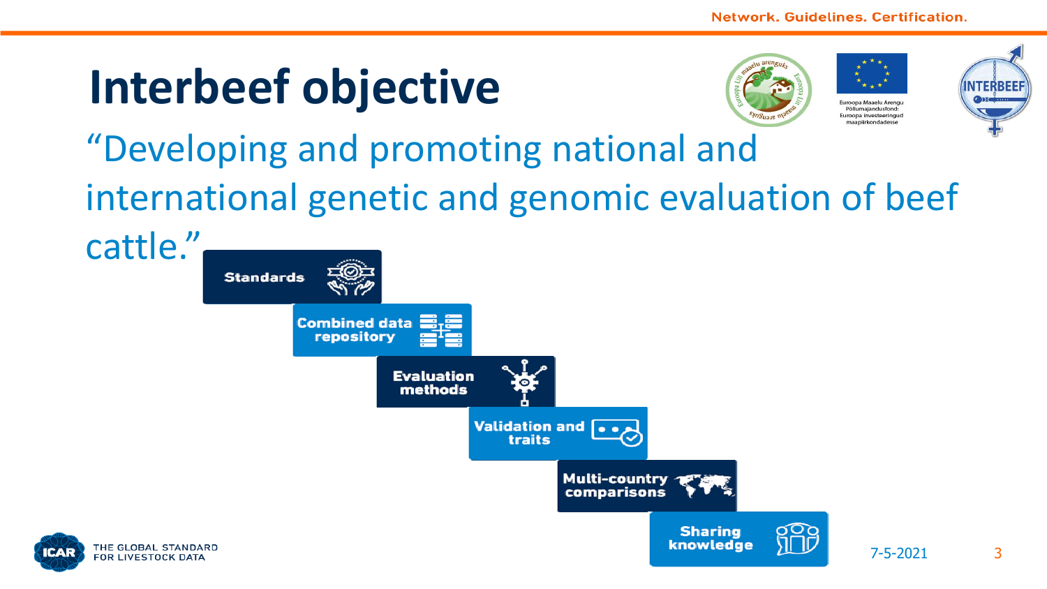# Interbeef objective

"Developing and promoting national and international genetic and genomic evaluation of beef cattle."

- Standards
- Combined data repository
- Evaluation methods
- Validation and traits
- Multi-country comparisons
- Sharing knowledge

7-5-2021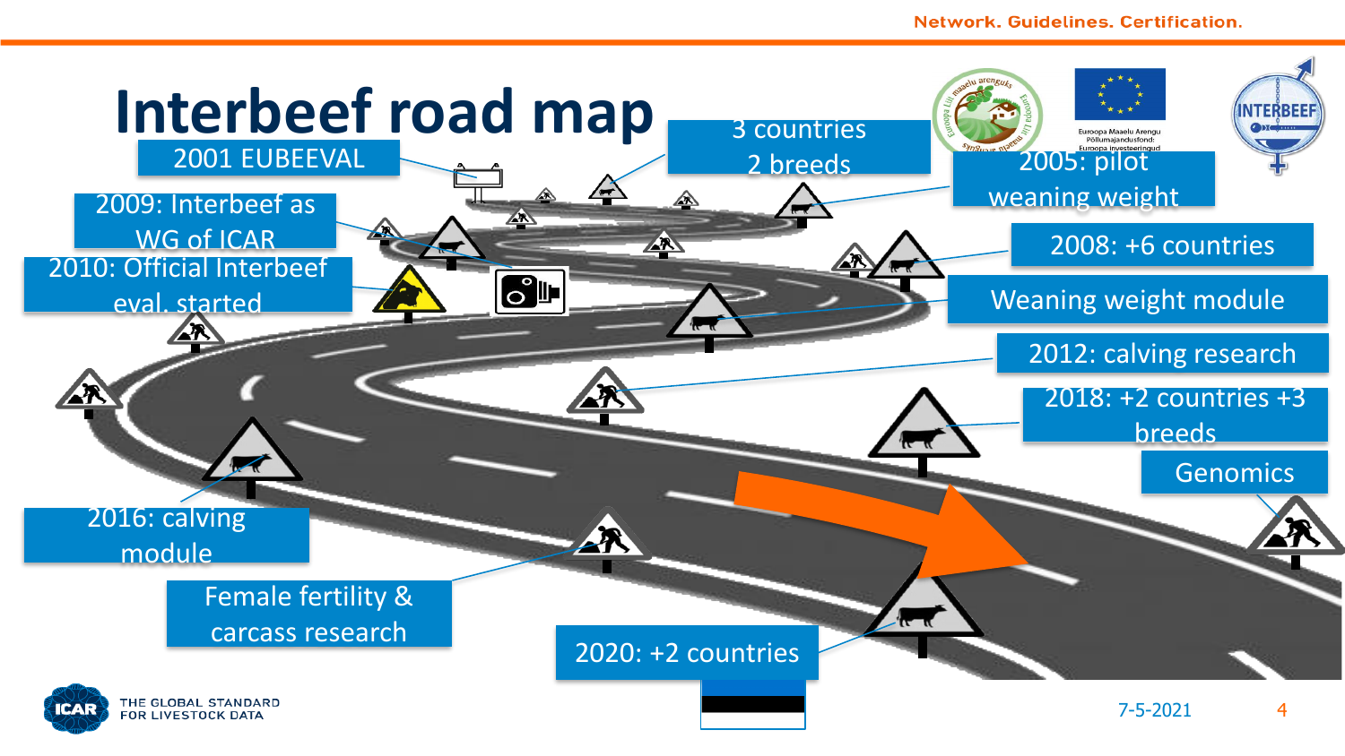# Interbeef road map

- 2001 EUBEEVAL
- 3 countries 2 breeds
- 2005: pilot weaning weight
- 2008: +6 countries
- 2009: Interbeef as WG of ICAR
- 2010: Official Interbeef eval. started
- Weaning weight module
- 2012: calving research
- 2016: calving module
- 2018: +2 countries +3 breeds
- Genomics
- Female fertility & carcass research
- 2020: +2 countries

Euroopa Maaelu Arengu Põllumajandusfond: Euroopa investeeringud maaelu arengusse

Europa Liit maaelu arenguks

INTERBEEF

ICAR THE GLOBAL STANDARD FOR LIVESTOCK DATA

7-5-2021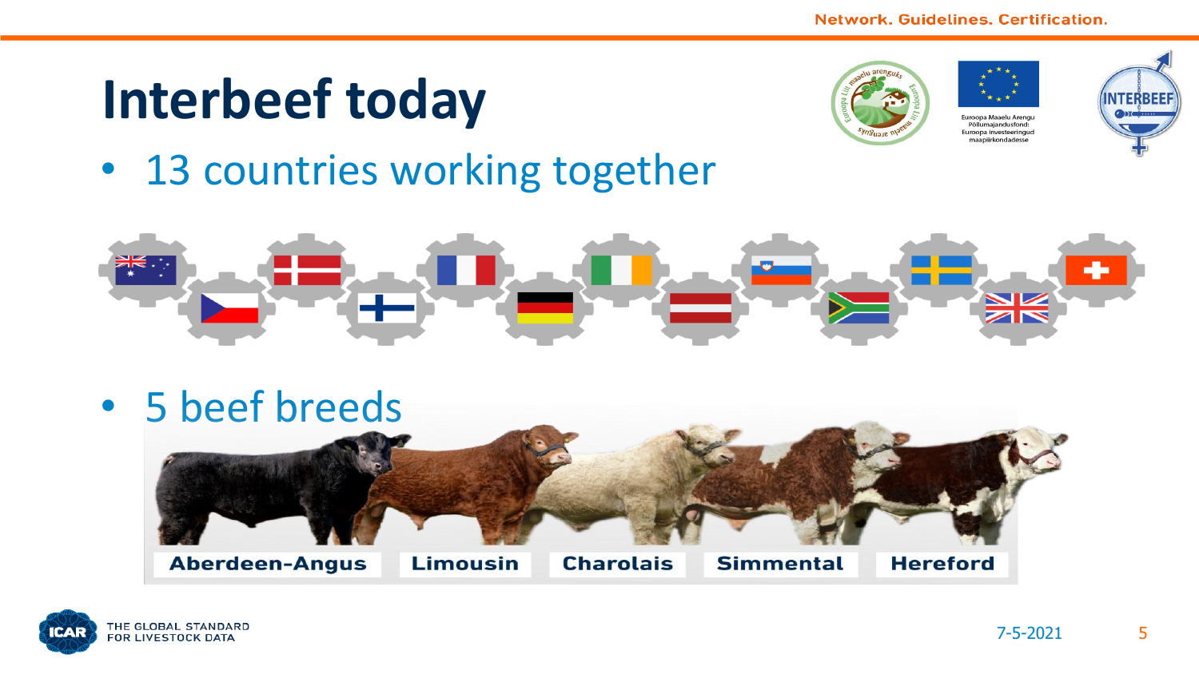# Interbeef today

- 13 countries working together

- 5 beef breeds

Aberdeen-Angus | Limousin | Charolais | Simmental | Hereford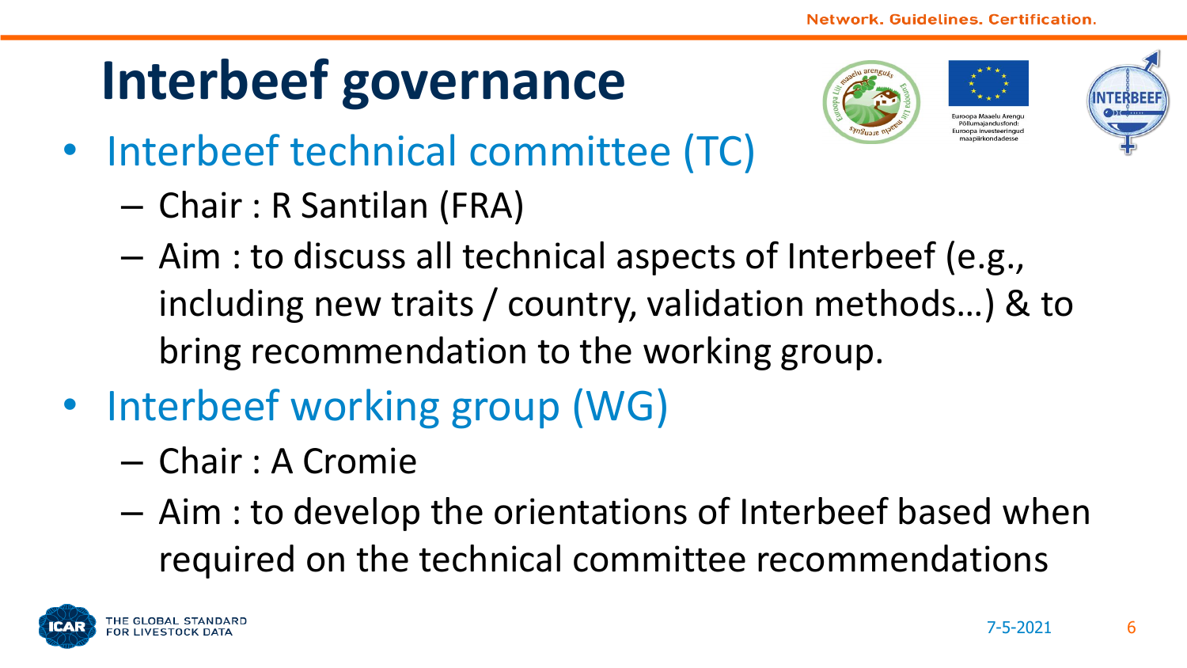# Interbeef governance

- Interbeef technical committee (TC)
  - Chair : R Santilan (FRA)
  - Aim : to discuss all technical aspects of Interbeef (e.g., including new traits / country, validation methods…) & to bring recommendation to the working group.
- Interbeef working group (WG)
  - Chair : A Cromie
  - Aim : to develop the orientations of Interbeef based when required on the technical committee recommendations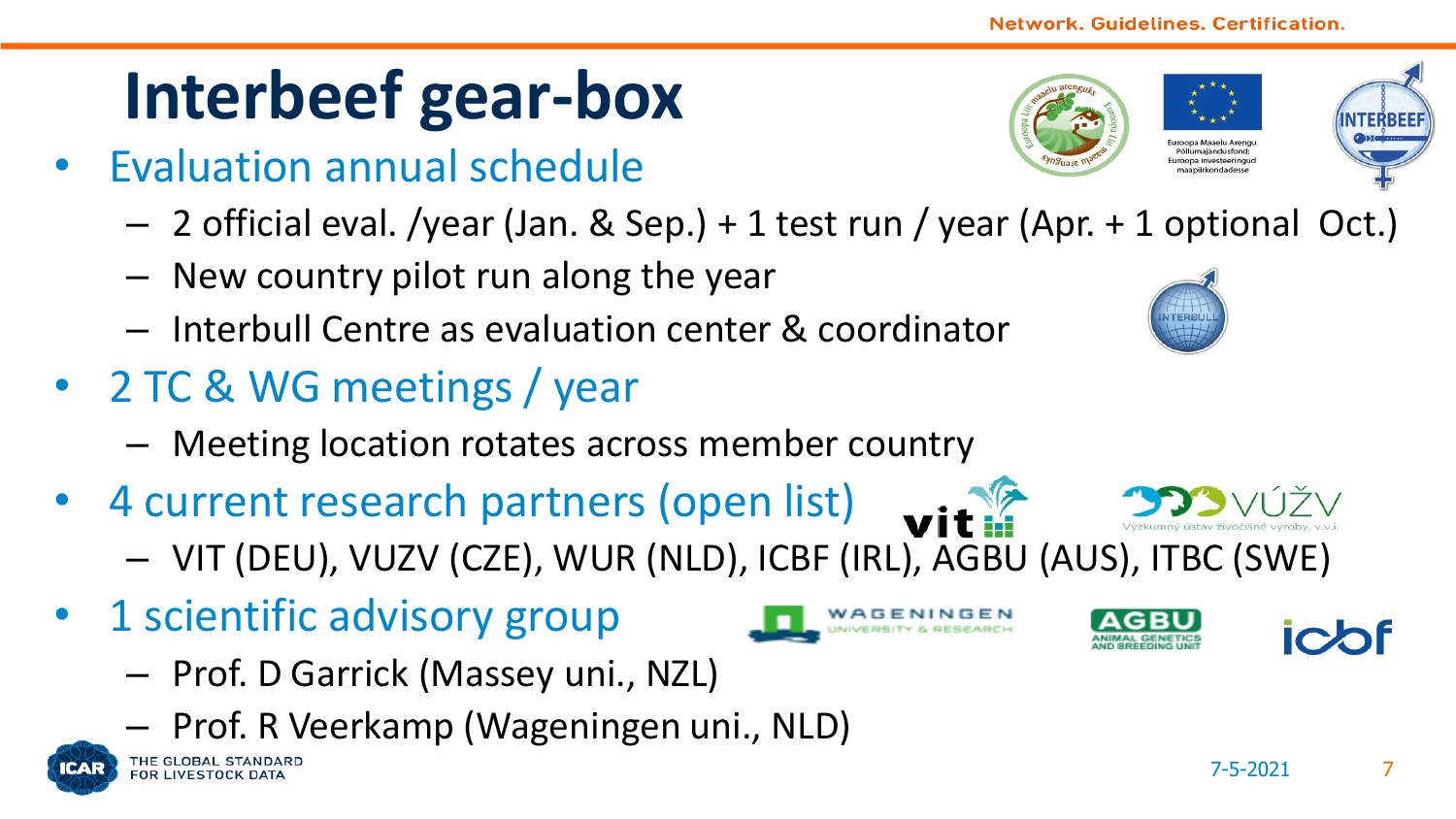# Interbeef gear-box

- Evaluation annual schedule
  - 2 official eval. /year (Jan. & Sep.) + 1 test run / year (Apr. + 1 optional Oct.)
  - New country pilot run along the year
  - Interbull Centre as evaluation center & coordinator
- 2 TC & WG meetings / year
  - Meeting location rotates across member country
- 4 current research partners (open list)
  - VIT (DEU), VUZV (CZE), WUR (NLD), ICBF (IRL), AGBU (AUS), ITBC (SWE)
- 1 scientific advisory group
  - Prof. D Garrick (Massey uni., NZL)
  - Prof. R Veerkamp (Wageningen uni., NLD)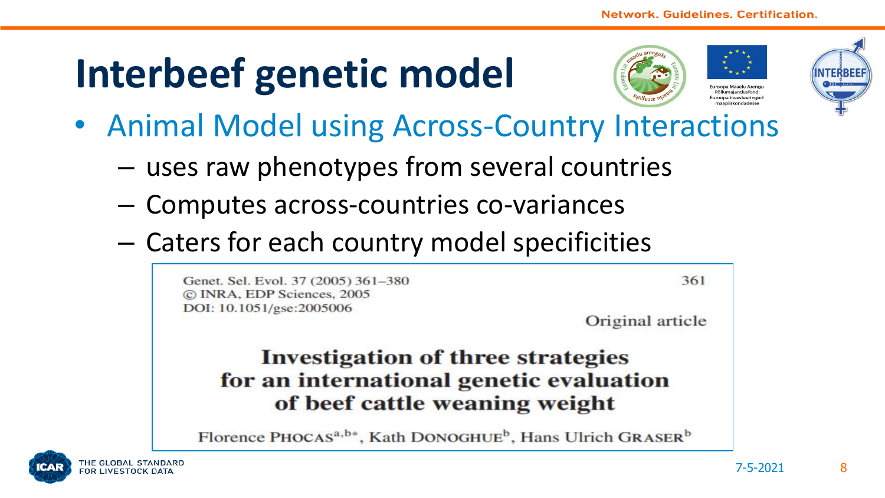# Interbeef genetic model

- Animal Model using Across-Country Interactions
  - uses raw phenotypes from several countries
  - Computes across-countries co-variances
  - Caters for each country model specificities

Genet. Sel. Evol. 37 (2005) 361–380
© INRA, EDP Sciences, 2005
DOI: 10.1051/gse:2005006

Original article

**Investigation of three strategies for an international genetic evaluation of beef cattle weaning weight**

Florence PHOCAS[a,b*], Kath DONOGHUE[b], Hans Ulrich GRASER[b]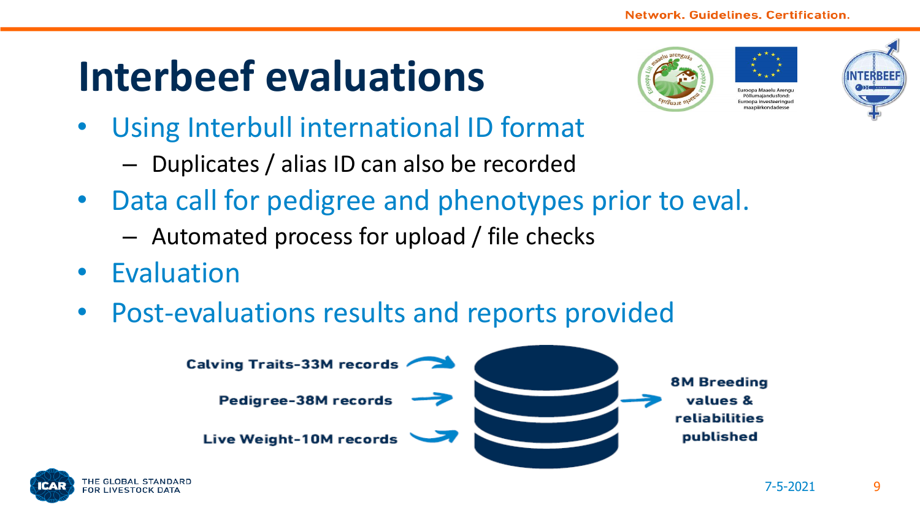# Interbeef evaluations

- Using Interbull international ID format
  - Duplicates / alias ID can also be recorded
- Data call for pedigree and phenotypes prior to eval.
  - Automated process for upload / file checks
- Evaluation
- Post-evaluations results and reports provided

Calving Traits-33M records

Pedigree-38M records

Live Weight-10M records

8M Breeding values & reliabilities published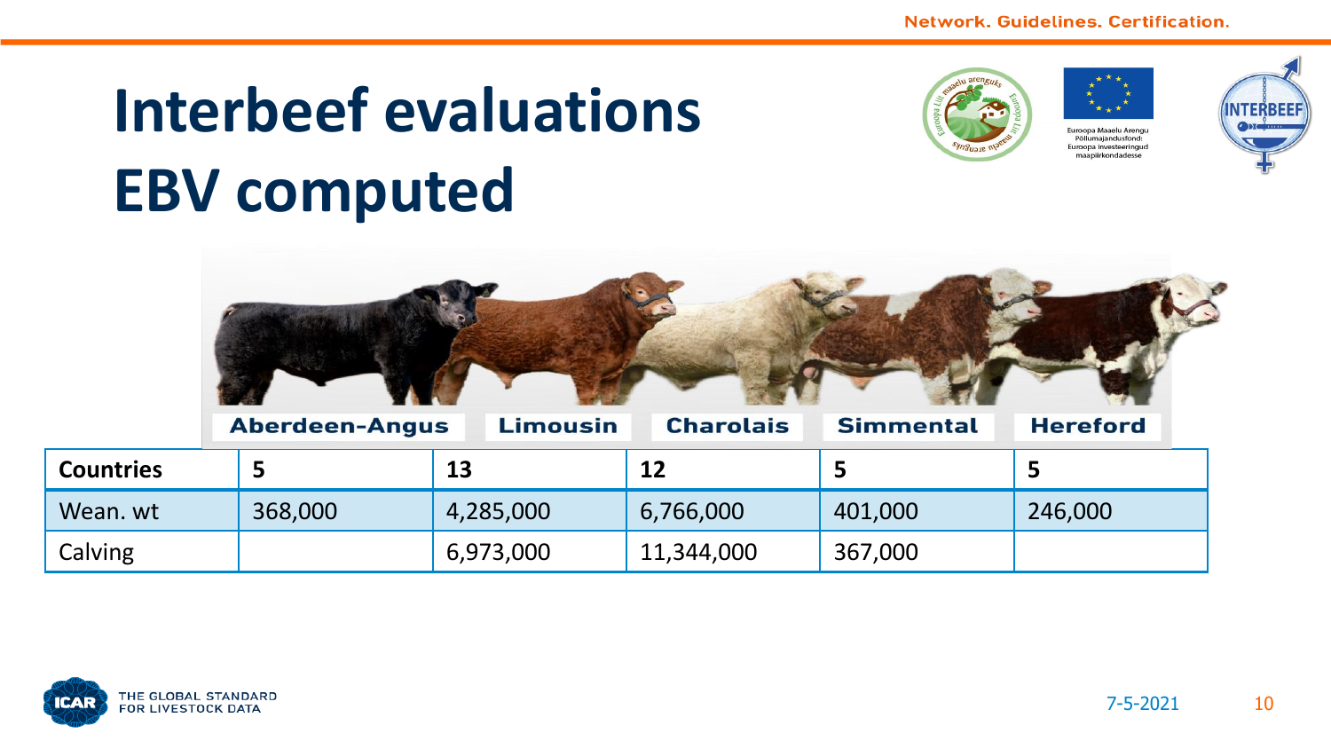# Interbeef evaluations EBV computed

| | Aberdeen-Angus | Limousin | Charolais | Simmental | Hereford |
|---|---|---|---|---|---|
| **Countries** | **5** | **13** | **12** | **5** | **5** |
| Wean. wt | 368,000 | 4,285,000 | 6,766,000 | 401,000 | 246,000 |
| Calving | | 6,973,000 | 11,344,000 | 367,000 | |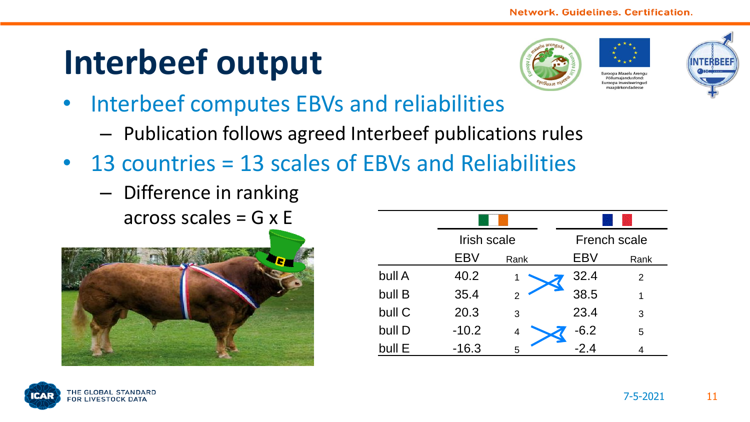# Interbeef output

- Interbeef computes EBVs and reliabilities
  - Publication follows agreed Interbeef publications rules
- 13 countries = 13 scales of EBVs and Reliabilities
  - Difference in ranking across scales = G x E

| | Irish scale | | French scale | |
|---|---|---|---|---|
| | EBV | Rank | EBV | Rank |
| bull A | 40.2 | 1 | 32.4 | 2 |
| bull B | 35.4 | 2 | 38.5 | 1 |
| bull C | 20.3 | 3 | 23.4 | 3 |
| bull D | -10.2 | 4 | -6.2 | 5 |
| bull E | -16.3 | 5 | -2.4 | 4 |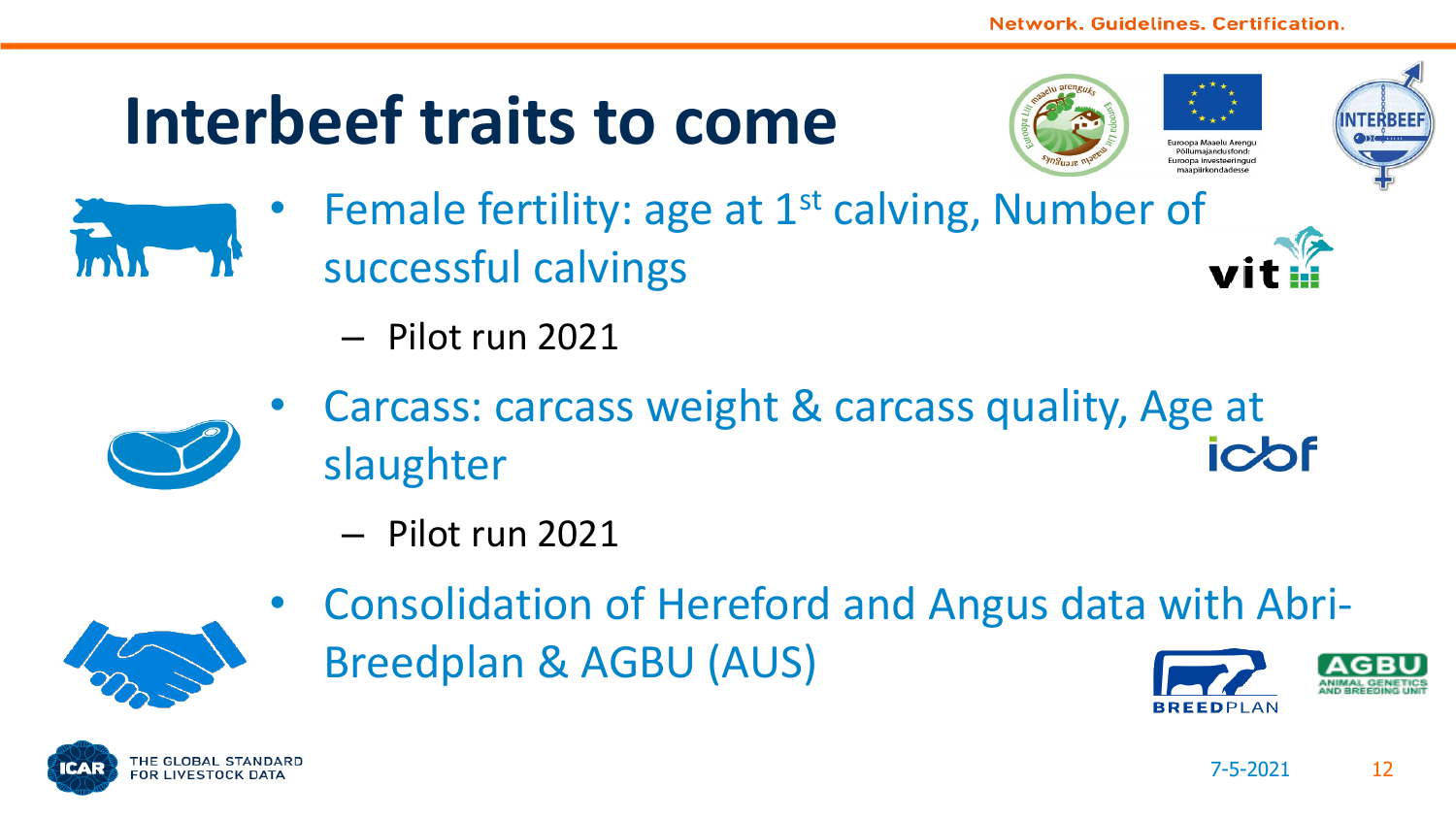# Interbeef traits to come

- Female fertility: age at 1st calving, Number of successful calvings
  - Pilot run 2021
- Carcass: carcass weight & carcass quality, Age at slaughter
  - Pilot run 2021
- Consolidation of Hereford and Angus data with Abri-Breedplan & AGBU (AUS)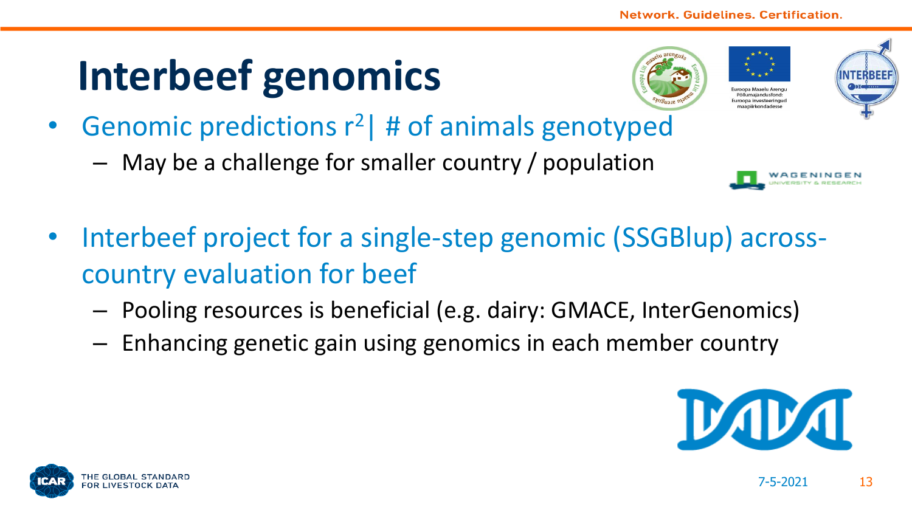# Interbeef genomics

- Genomic predictions $r^2$| # of animals genotyped
  - May be a challenge for smaller country / population

- Interbeef project for a single-step genomic (SSGBlup) across-country evaluation for beef
  - Pooling resources is beneficial (e.g. dairy: GMACE, InterGenomics)
  - Enhancing genetic gain using genomics in each member country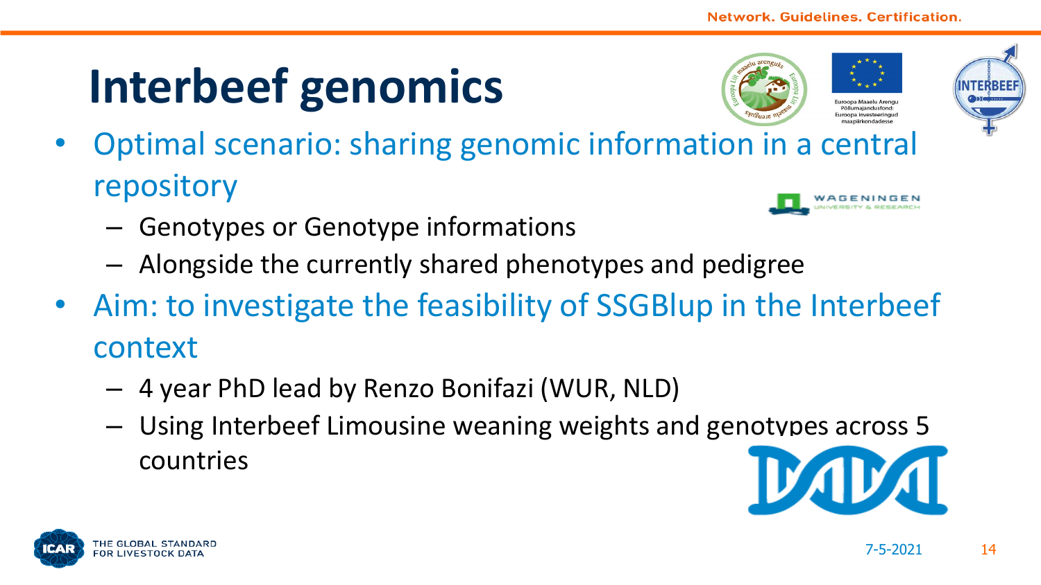# Interbeef genomics

- Optimal scenario: sharing genomic information in a central repository
  - Genotypes or Genotype informations
  - Alongside the currently shared phenotypes and pedigree
- Aim: to investigate the feasibility of SSGBlup in the Interbeef context
  - 4 year PhD lead by Renzo Bonifazi (WUR, NLD)
  - Using Interbeef Limousine weaning weights and genotypes across 5 countries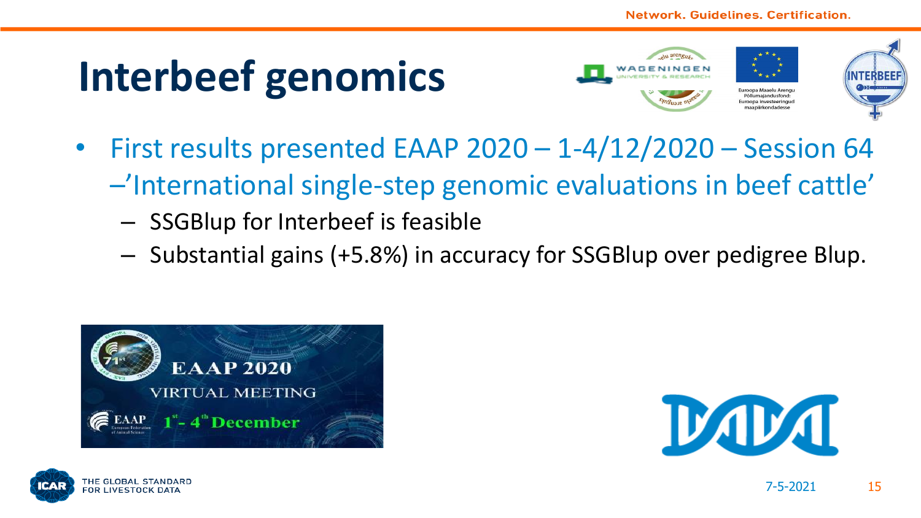# Interbeef genomics

- First results presented EAAP 2020 – 1-4/12/2020 – Session 64 –'International single-step genomic evaluations in beef cattle'
  - SSGBlup for Interbeef is feasible
  - Substantial gains (+5.8%) in accuracy for SSGBlup over pedigree Blup.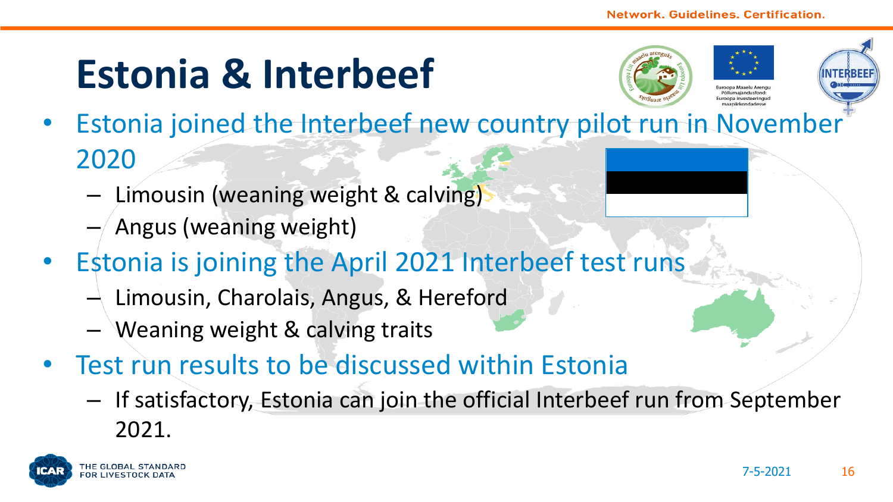# Estonia & Interbeef

- Estonia joined the Interbeef new country pilot run in November 2020
  - Limousin (weaning weight & calving)
  - Angus (weaning weight)
- Estonia is joining the April 2021 Interbeef test runs
  - Limousin, Charolais, Angus, & Hereford
  - Weaning weight & calving traits
- Test run results to be discussed within Estonia
  - If satisfactory, Estonia can join the official Interbeef run from September 2021.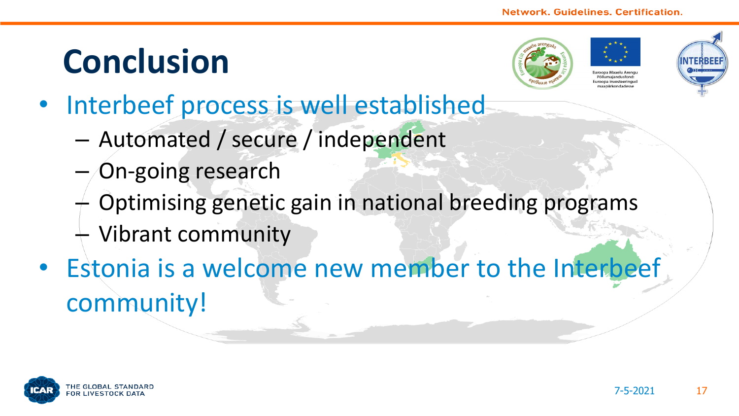# Conclusion

- Interbeef process is well established
  - Automated / secure / independent
  - On-going research
  - Optimising genetic gain in national breeding programs
  - Vibrant community
- Estonia is a welcome new member to the Interbeef community!